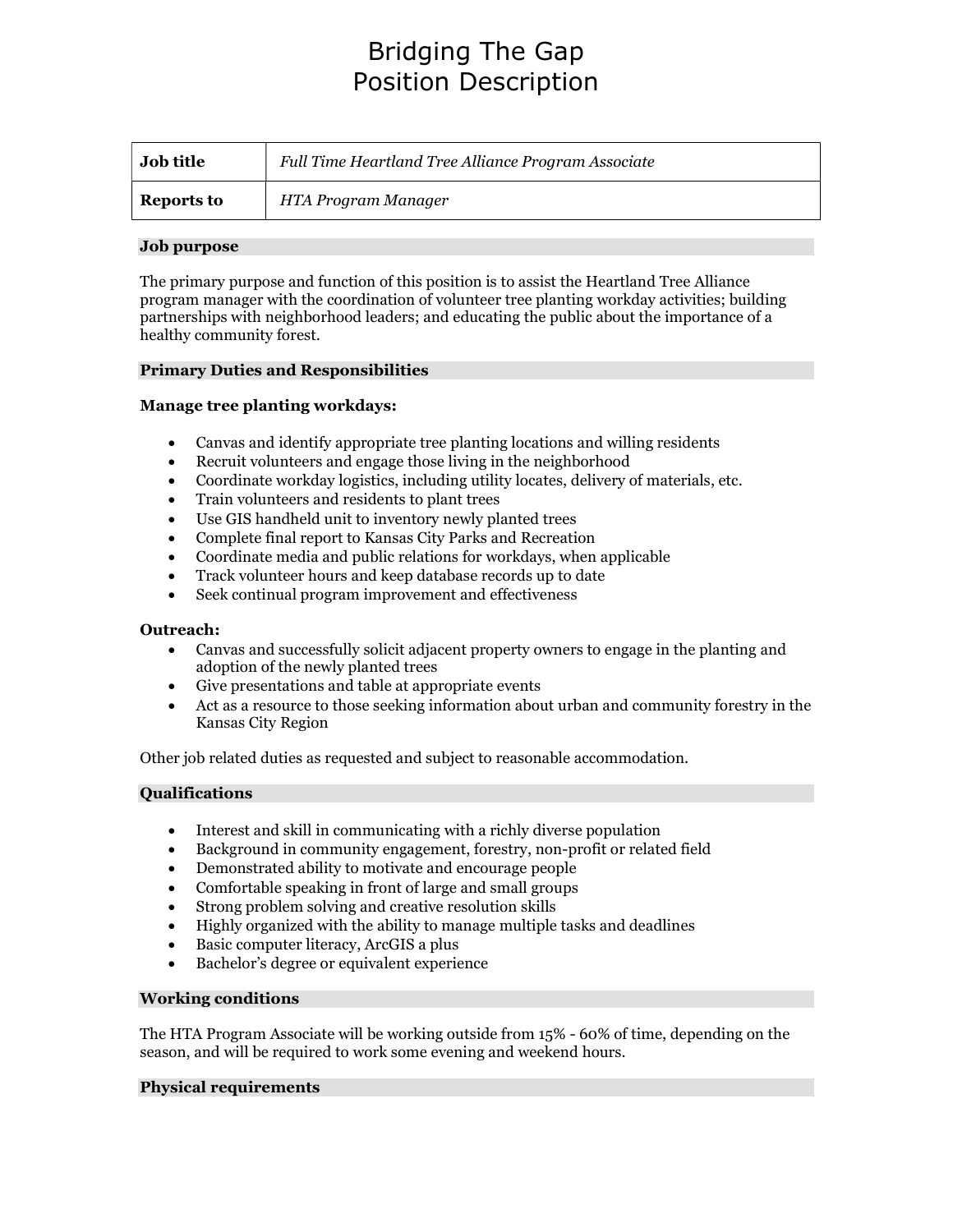# Bridging The Gap
# Position Description

| **Job title** | *Full Time Heartland Tree Alliance Program Associate* |
| --- | --- |
| **Reports to** | *HTA Program Manager* |

## Job purpose

The primary purpose and function of this position is to assist the Heartland Tree Alliance program manager with the coordination of volunteer tree planting workday activities; building partnerships with neighborhood leaders; and educating the public about the importance of a healthy community forest.

## Primary Duties and Responsibilities

**Manage tree planting workdays:**

- Canvas and identify appropriate tree planting locations and willing residents
- Recruit volunteers and engage those living in the neighborhood
- Coordinate workday logistics, including utility locates, delivery of materials, etc.
- Train volunteers and residents to plant trees
- Use GIS handheld unit to inventory newly planted trees
- Complete final report to Kansas City Parks and Recreation
- Coordinate media and public relations for workdays, when applicable
- Track volunteer hours and keep database records up to date
- Seek continual program improvement and effectiveness

**Outreach:**

- Canvas and successfully solicit adjacent property owners to engage in the planting and adoption of the newly planted trees
- Give presentations and table at appropriate events
- Act as a resource to those seeking information about urban and community forestry in the Kansas City Region

Other job related duties as requested and subject to reasonable accommodation.

## Qualifications

- Interest and skill in communicating with a richly diverse population
- Background in community engagement, forestry, non-profit or related field
- Demonstrated ability to motivate and encourage people
- Comfortable speaking in front of large and small groups
- Strong problem solving and creative resolution skills
- Highly organized with the ability to manage multiple tasks and deadlines
- Basic computer literacy, ArcGIS a plus
- Bachelor's degree or equivalent experience

## Working conditions

The HTA Program Associate will be working outside from 15% - 60% of time, depending on the season, and will be required to work some evening and weekend hours.

## Physical requirements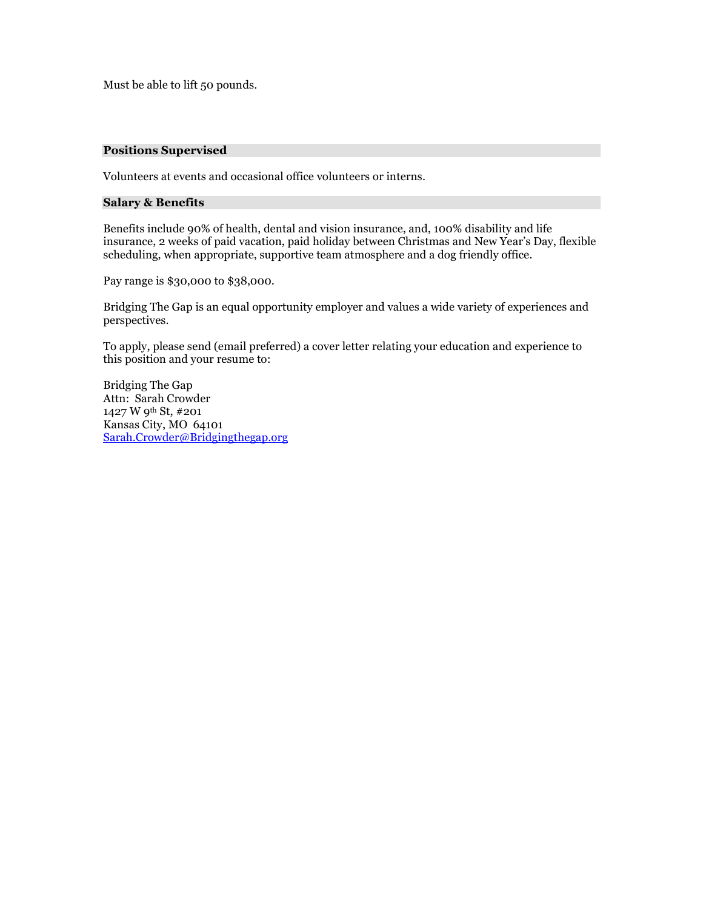Must be able to lift 50 pounds.

## Positions Supervised

Volunteers at events and occasional office volunteers or interns.

## Salary & Benefits

Benefits include 90% of health, dental and vision insurance, and, 100% disability and life insurance, 2 weeks of paid vacation, paid holiday between Christmas and New Year's Day, flexible scheduling, when appropriate, supportive team atmosphere and a dog friendly office.

Pay range is $30,000 to $38,000.

Bridging The Gap is an equal opportunity employer and values a wide variety of experiences and perspectives.

To apply, please send (email preferred) a cover letter relating your education and experience to this position and your resume to:

Bridging The Gap
Attn: Sarah Crowder
1427 W 9th St, #201
Kansas City, MO 64101
Sarah.Crowder@Bridgingthegap.org